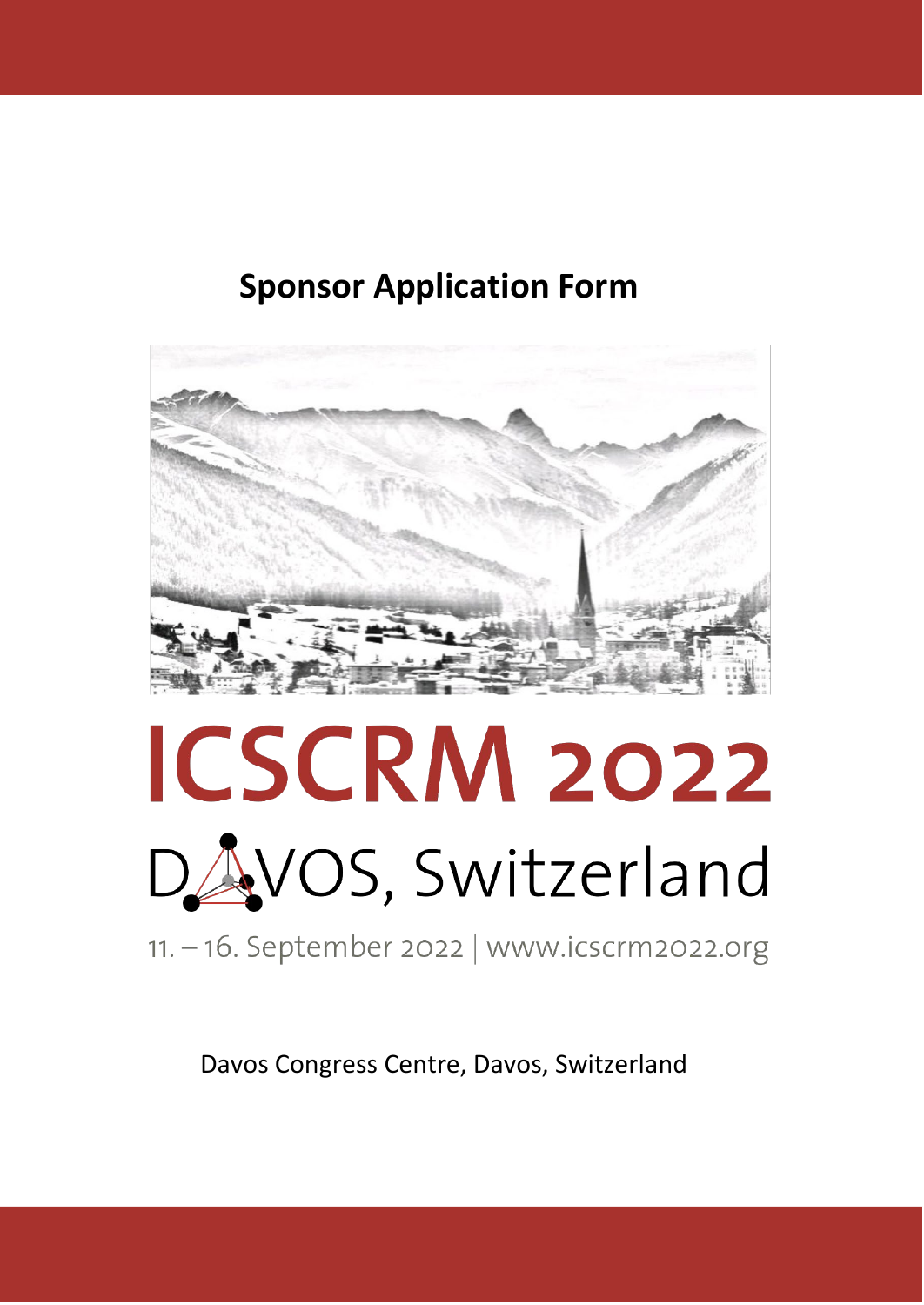# Sponsor Application Form

# ICSCRM 2022

## DAVOS, Switzerland

11. – 16. September 2022 | www.icscrm2022.org

Davos Congress Centre, Davos, Switzerland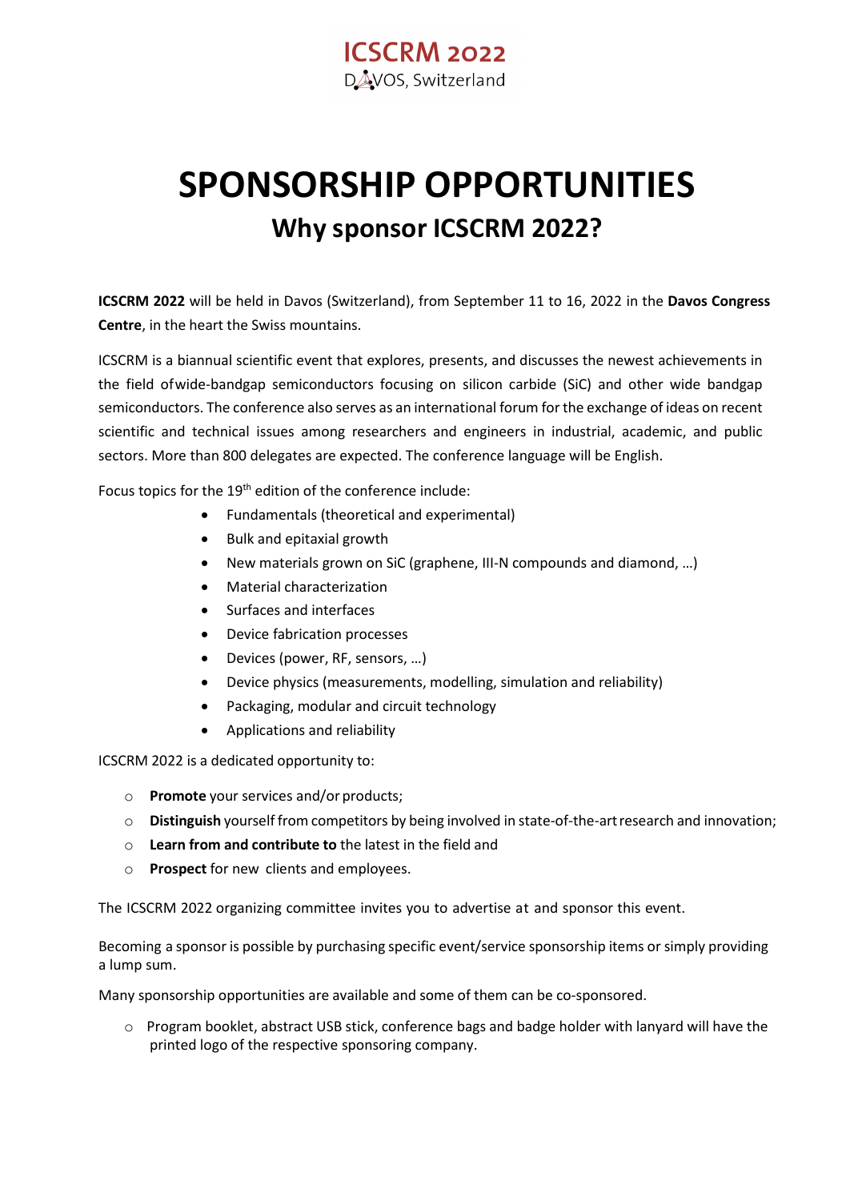# SPONSORSHIP OPPORTUNITIES

## Why sponsor ICSCRM 2022?

**ICSCRM 2022** will be held in Davos (Switzerland), from September 11 to 16, 2022 in the **Davos Congress Centre**, in the heart the Swiss mountains.

ICSCRM is a biannual scientific event that explores, presents, and discusses the newest achievements in the field ofwide-bandgap semiconductors focusing on silicon carbide (SiC) and other wide bandgap semiconductors. The conference also serves as an international forum for the exchange of ideas on recent scientific and technical issues among researchers and engineers in industrial, academic, and public sectors. More than 800 delegates are expected. The conference language will be English.

Focus topics for the 19th edition of the conference include:

- Fundamentals (theoretical and experimental)
- Bulk and epitaxial growth
- New materials grown on SiC (graphene, III-N compounds and diamond, …)
- Material characterization
- Surfaces and interfaces
- Device fabrication processes
- Devices (power, RF, sensors, …)
- Device physics (measurements, modelling, simulation and reliability)
- Packaging, modular and circuit technology
- Applications and reliability

ICSCRM 2022 is a dedicated opportunity to:

- **Promote** your services and/or products;
- **Distinguish** yourself from competitors by being involved in state-of-the-art research and innovation;
- **Learn from and contribute to** the latest in the field and
- **Prospect** for new clients and employees.

The ICSCRM 2022 organizing committee invites you to advertise at and sponsor this event.

Becoming a sponsor is possible by purchasing specific event/service sponsorship items or simply providing a lump sum.

Many sponsorship opportunities are available and some of them can be co-sponsored.

- Program booklet, abstract USB stick, conference bags and badge holder with lanyard will have the printed logo of the respective sponsoring company.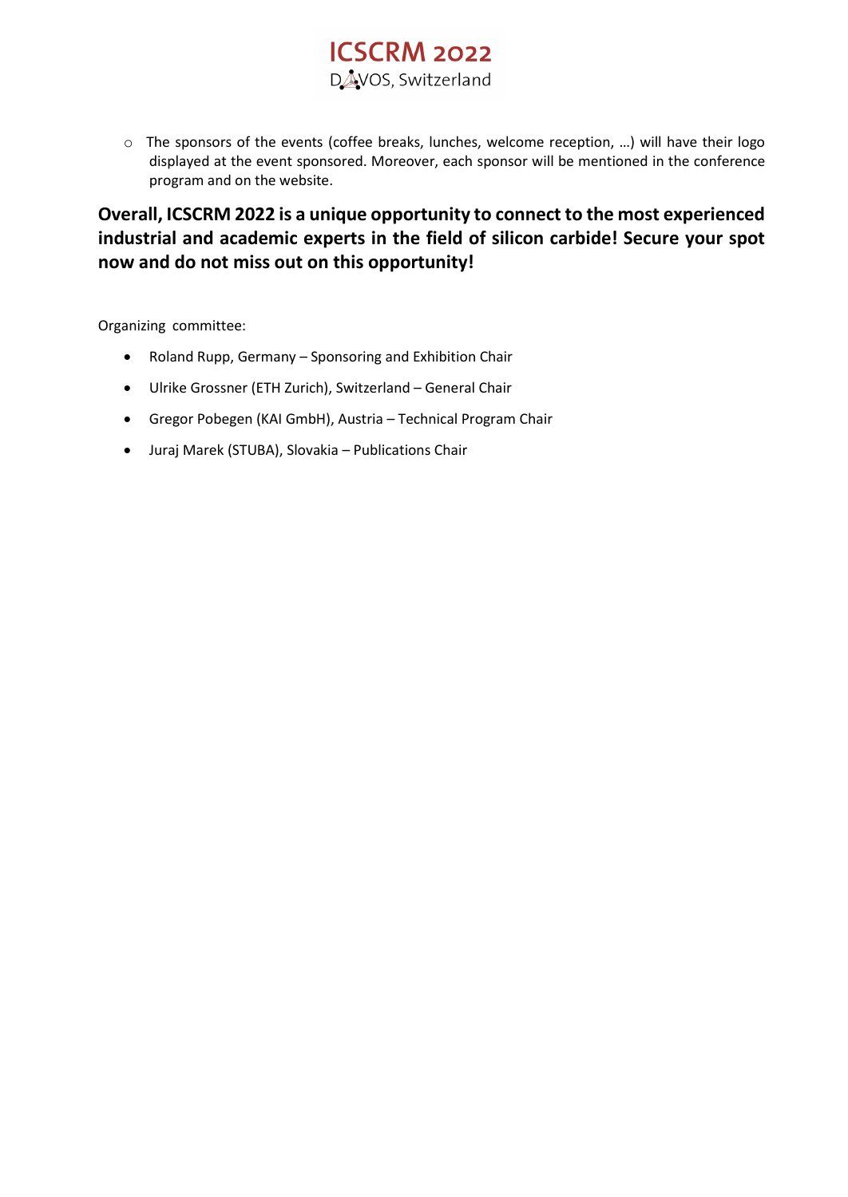- The sponsors of the events (coffee breaks, lunches, welcome reception, …) will have their logo displayed at the event sponsored. Moreover, each sponsor will be mentioned in the conference program and on the website.

**Overall, ICSCRM 2022 is a unique opportunity to connect to the most experienced industrial and academic experts in the field of silicon carbide! Secure your spot now and do not miss out on this opportunity!**

Organizing committee:

- Roland Rupp, Germany – Sponsoring and Exhibition Chair
- Ulrike Grossner (ETH Zurich), Switzerland – General Chair
- Gregor Pobegen (KAI GmbH), Austria – Technical Program Chair
- Juraj Marek (STUBA), Slovakia – Publications Chair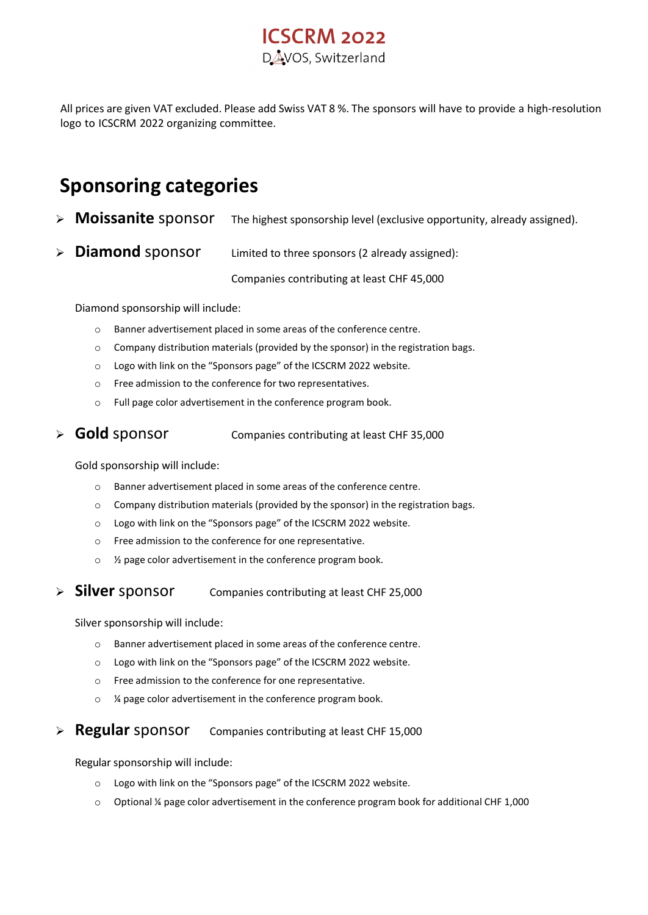All prices are given VAT excluded. Please add Swiss VAT 8 %. The sponsors will have to provide a high-resolution logo to ICSCRM 2022 organizing committee.

## Sponsoring categories

- **Moissanite** sponsor — The highest sponsorship level (exclusive opportunity, already assigned).

- **Diamond** sponsor — Limited to three sponsors (2 already assigned):

  Companies contributing at least CHF 45,000

  Diamond sponsorship will include:

  - Banner advertisement placed in some areas of the conference centre.
  - Company distribution materials (provided by the sponsor) in the registration bags.
  - Logo with link on the "Sponsors page" of the ICSCRM 2022 website.
  - Free admission to the conference for two representatives.
  - Full page color advertisement in the conference program book.

- **Gold** sponsor — Companies contributing at least CHF 35,000

  Gold sponsorship will include:

  - Banner advertisement placed in some areas of the conference centre.
  - Company distribution materials (provided by the sponsor) in the registration bags.
  - Logo with link on the "Sponsors page" of the ICSCRM 2022 website.
  - Free admission to the conference for one representative.
  - ½ page color advertisement in the conference program book.

- **Silver** sponsor — Companies contributing at least CHF 25,000

  Silver sponsorship will include:

  - Banner advertisement placed in some areas of the conference centre.
  - Logo with link on the "Sponsors page" of the ICSCRM 2022 website.
  - Free admission to the conference for one representative.
  - ¼ page color advertisement in the conference program book.

- **Regular** sponsor — Companies contributing at least CHF 15,000

  Regular sponsorship will include:

  - Logo with link on the "Sponsors page" of the ICSCRM 2022 website.
  - Optional ¼ page color advertisement in the conference program book for additional CHF 1,000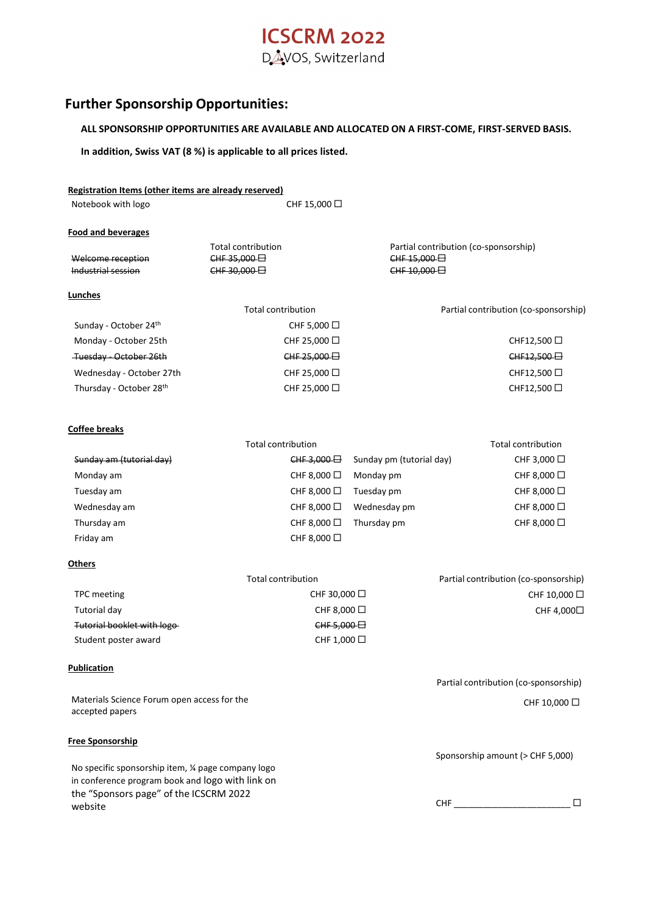# ICSCRM 2022

DAVOS, Switzerland

## Further Sponsorship Opportunities:

**ALL SPONSORSHIP OPPORTUNITIES ARE AVAILABLE AND ALLOCATED ON A FIRST-COME, FIRST-SERVED BASIS.**

**In addition, Swiss VAT (8 %) is applicable to all prices listed.**

**Registration Items (other items are already reserved)**

| | |
|---|---|
| Notebook with logo | CHF 15,000 ☐ |

**Food and beverages**

| | Total contribution | Partial contribution (co-sponsorship) |
|---|---|---|
| ~~Welcome reception~~ | ~~CHF 35,000 ☐~~ | ~~CHF 15,000 ☐~~ |
| ~~Industrial session~~ | ~~CHF 30,000 ☐~~ | ~~CHF 10,000 ☐~~ |

**Lunches**

| | Total contribution | Partial contribution (co-sponsorship) |
|---|---|---|
| Sunday - October 24th | CHF 5,000 ☐ | |
| Monday - October 25th | CHF 25,000 ☐ | CHF12,500 ☐ |
| ~~Tuesday - October 26th~~ | ~~CHF 25,000 ☐~~ | ~~CHF12,500 ☐~~ |
| Wednesday - October 27th | CHF 25,000 ☐ | CHF12,500 ☐ |
| Thursday - October 28th | CHF 25,000 ☐ | CHF12,500 ☐ |

**Coffee breaks**

| | Total contribution | | Total contribution |
|---|---|---|---|
| ~~Sunday am (tutorial day)~~ | ~~CHF 3,000 ☐~~ | Sunday pm (tutorial day) | CHF 3,000 ☐ |
| Monday am | CHF 8,000 ☐ | Monday pm | CHF 8,000 ☐ |
| Tuesday am | CHF 8,000 ☐ | Tuesday pm | CHF 8,000 ☐ |
| Wednesday am | CHF 8,000 ☐ | Wednesday pm | CHF 8,000 ☐ |
| Thursday am | CHF 8,000 ☐ | Thursday pm | CHF 8,000 ☐ |
| Friday am | CHF 8,000 ☐ | | |

**Others**

| | Total contribution | Partial contribution (co-sponsorship) |
|---|---|---|
| TPC meeting | CHF 30,000 ☐ | CHF 10,000 ☐ |
| Tutorial day | CHF 8,000 ☐ | CHF 4,000☐ |
| ~~Tutorial booklet with logo~~ | ~~CHF 5,000 ☐~~ | |
| Student poster award | CHF 1,000 ☐ | |

**Publication**

| | Partial contribution (co-sponsorship) |
|---|---|
| Materials Science Forum open access for the accepted papers | CHF 10,000 ☐ |

**Free Sponsorship**

| | Sponsorship amount (> CHF 5,000) |
|---|---|
| No specific sponsorship item, ¼ page company logo in conference program book and logo with link on the "Sponsors page" of the ICSCRM 2022 website | CHF ______________________ ☐ |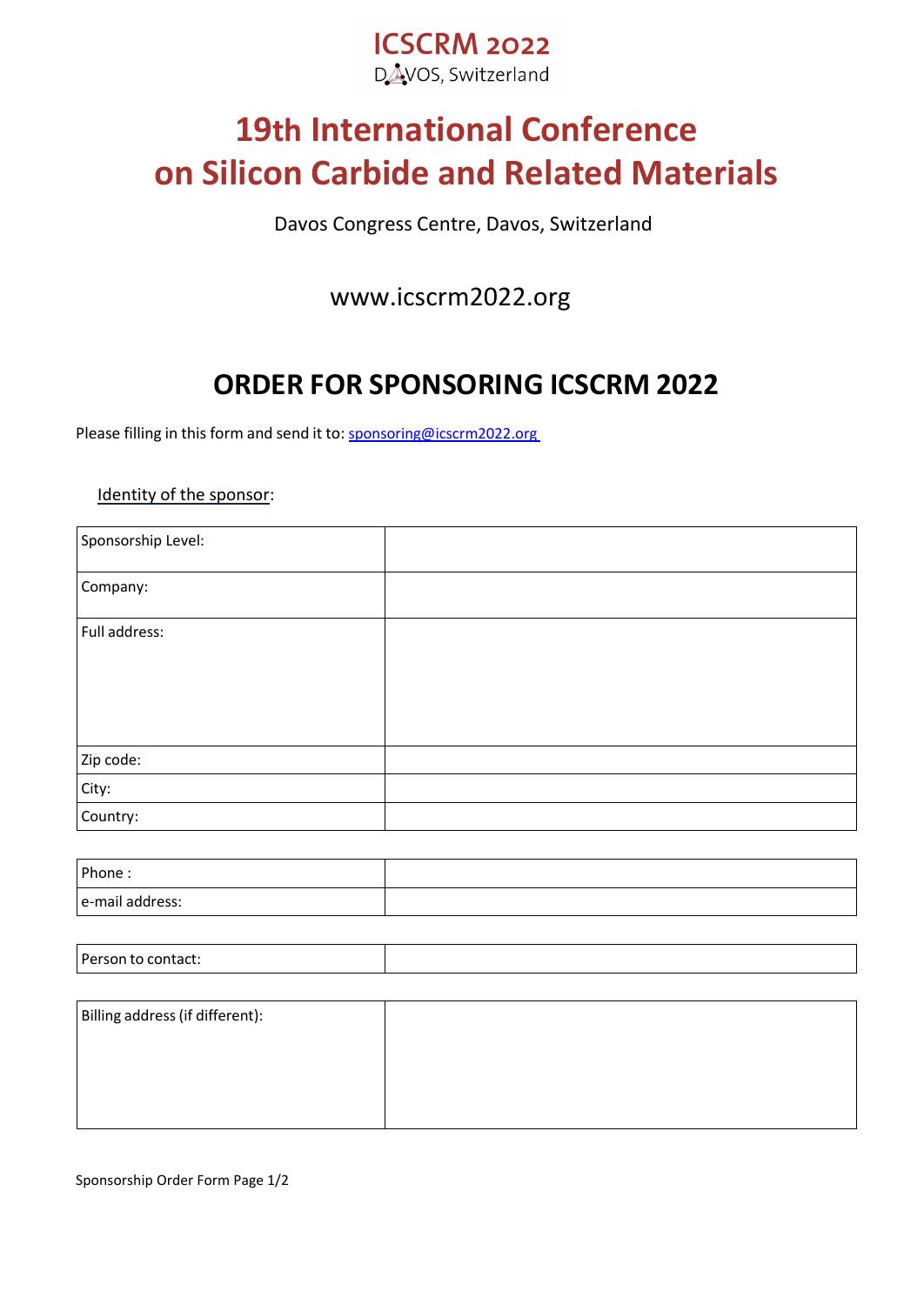ICSCRM 2022
DAVOS, Switzerland

# 19th International Conference on Silicon Carbide and Related Materials

Davos Congress Centre, Davos, Switzerland

www.icscrm2022.org

## ORDER FOR SPONSORING ICSCRM 2022

Please filling in this form and send it to: sponsoring@icscrm2022.org

Identity of the sponsor:

| Sponsorship Level: | |
|---|---|
| Company: | |
| Full address: | |
| Zip code: | |
| City: | |
| Country: | |

| Phone : | |
|---|---|
| e-mail address: | |

| Person to contact: | |
|---|---|

| Billing address (if different): | |
|---|---|

Sponsorship Order Form Page 1/2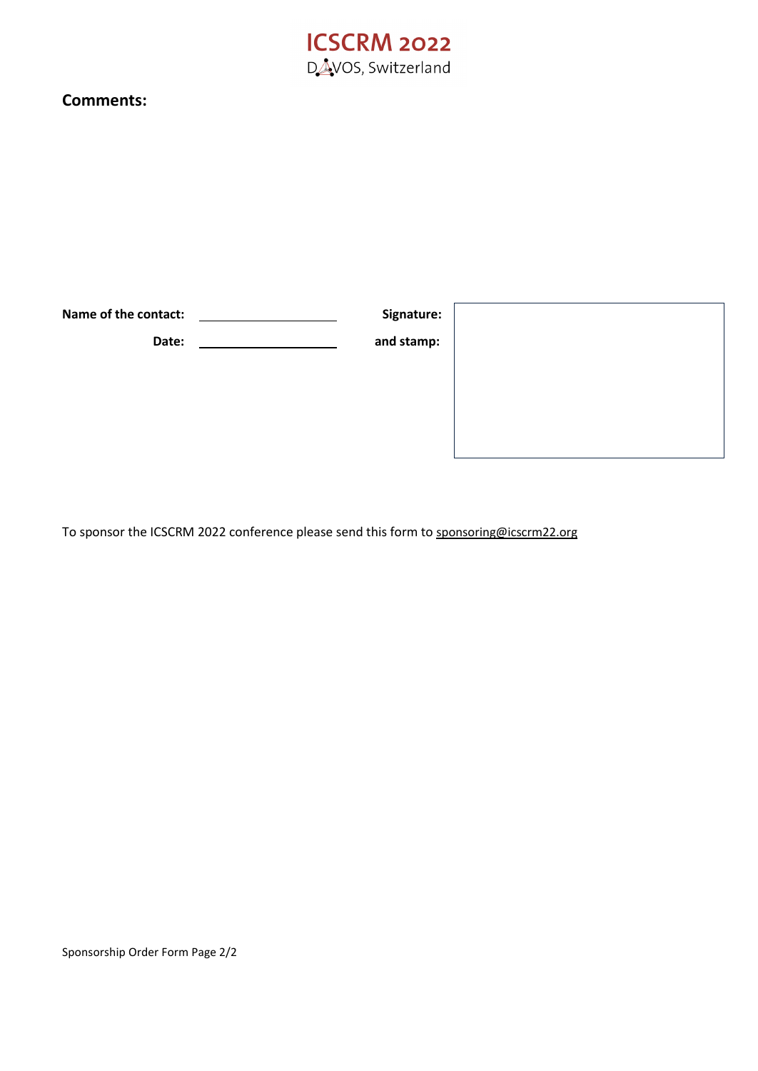**Comments:**

| | | | |
|---|---|---|---|
| **Name of the contact:** | \_\_\_\_\_\_\_\_\_\_\_\_\_\_\_\_\_\_\_\_ | **Signature:** | |
| **Date:** | \_\_\_\_\_\_\_\_\_\_\_\_\_\_\_\_\_\_\_\_ | **and stamp:** | |

To sponsor the ICSCRM 2022 conference please send this form to sponsoring@icscrm22.org